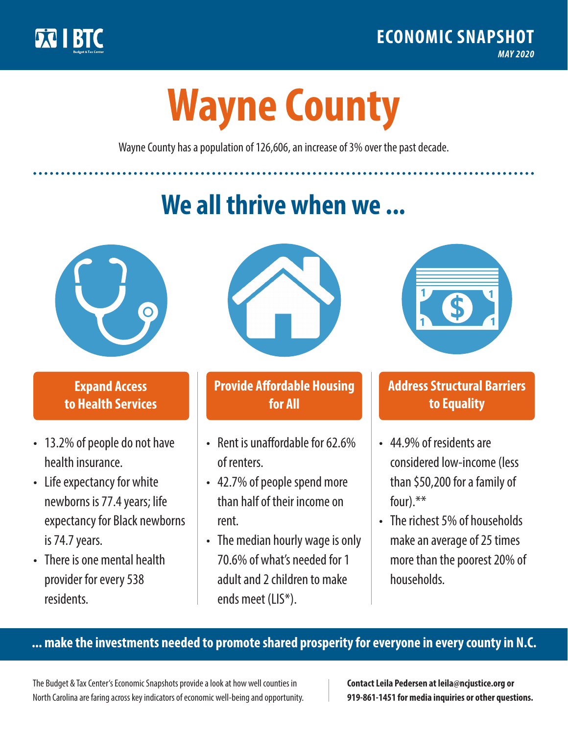BTC

Budget & Tax Center

**ECONOMIC SNAPSHOT**

*MAY 2020*

# Wayne County

Wayne County has a population of 126,606, an increase of 3% over the past decade.

## We all thrive when we ...

### Expand Access to Health Services

- 13.2% of people do not have health insurance.
- Life expectancy for white newborns is 77.4 years; life expectancy for Black newborns is 74.7 years.
- There is one mental health provider for every 538 residents.

### Provide Affordable Housing for All

- Rent is unaffordable for 62.6% of renters.
- 42.7% of people spend more than half of their income on rent.
- The median hourly wage is only 70.6% of what's needed for 1 adult and 2 children to make ends meet (LIS*).

### Address Structural Barriers to Equality

- 44.9% of residents are considered low-income (less than $50,200 for a family of four).**
- The richest 5% of households make an average of 25 times more than the poorest 20% of households.

**... make the investments needed to promote shared prosperity for everyone in every county in N.C.**

The Budget & Tax Center's Economic Snapshots provide a look at how well counties in North Carolina are faring across key indicators of economic well-being and opportunity.

**Contact Leila Pedersen at leila@ncjustice.org or 919-861-1451 for media inquiries or other questions.**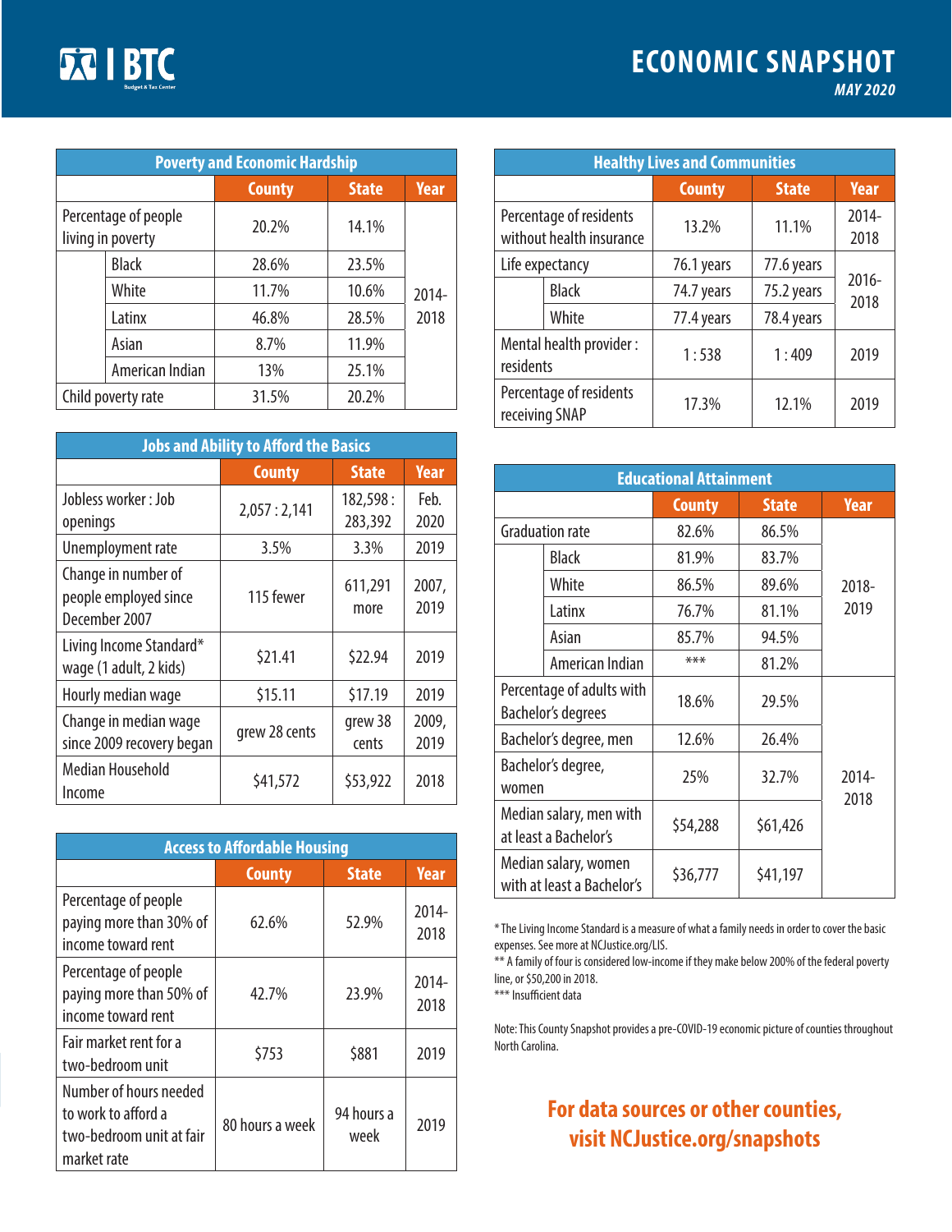BTC Budget & Tax Center

# ECONOMIC SNAPSHOT

*MAY 2020*

## Poverty and Economic Hardship

| | County | State | Year |
|---|---|---|---|
| Percentage of people living in poverty | 20.2% | 14.1% | 2014-2018 |
| Black | 28.6% | 23.5% | |
| White | 11.7% | 10.6% | |
| Latinx | 46.8% | 28.5% | |
| Asian | 8.7% | 11.9% | |
| American Indian | 13% | 25.1% | |
| Child poverty rate | 31.5% | 20.2% | |

## Jobs and Ability to Afford the Basics

| | County | State | Year |
|---|---|---|---|
| Jobless worker : Job openings | 2,057 : 2,141 | 182,598 : 283,392 | Feb. 2020 |
| Unemployment rate | 3.5% | 3.3% | 2019 |
| Change in number of people employed since December 2007 | 115 fewer | 611,291 more | 2007, 2019 |
| Living Income Standard* wage (1 adult, 2 kids) | $21.41 | $22.94 | 2019 |
| Hourly median wage | $15.11 | $17.19 | 2019 |
| Change in median wage since 2009 recovery began | grew 28 cents | grew 38 cents | 2009, 2019 |
| Median Household Income | $41,572 | $53,922 | 2018 |

## Access to Affordable Housing

| | County | State | Year |
|---|---|---|---|
| Percentage of people paying more than 30% of income toward rent | 62.6% | 52.9% | 2014-2018 |
| Percentage of people paying more than 50% of income toward rent | 42.7% | 23.9% | 2014-2018 |
| Fair market rent for a two-bedroom unit | $753 | $881 | 2019 |
| Number of hours needed to work to afford a two-bedroom unit at fair market rate | 80 hours a week | 94 hours a week | 2019 |

## Healthy Lives and Communities

| | County | State | Year |
|---|---|---|---|
| Percentage of residents without health insurance | 13.2% | 11.1% | 2014-2018 |
| Life expectancy | 76.1 years | 77.6 years | 2016-2018 |
| Black | 74.7 years | 75.2 years | |
| White | 77.4 years | 78.4 years | |
| Mental health provider : residents | 1 : 538 | 1 : 409 | 2019 |
| Percentage of residents receiving SNAP | 17.3% | 12.1% | 2019 |

## Educational Attainment

| | County | State | Year |
|---|---|---|---|
| Graduation rate | 82.6% | 86.5% | 2018-2019 |
| Black | 81.9% | 83.7% | |
| White | 86.5% | 89.6% | |
| Latinx | 76.7% | 81.1% | |
| Asian | 85.7% | 94.5% | |
| American Indian | *** | 81.2% | |
| Percentage of adults with Bachelor's degrees | 18.6% | 29.5% | 2014-2018 |
| Bachelor's degree, men | 12.6% | 26.4% | |
| Bachelor's degree, women | 25% | 32.7% | |
| Median salary, men with at least a Bachelor's | $54,288 | $61,426 | |
| Median salary, women with at least a Bachelor's | $36,777 | $41,197 | |

* The Living Income Standard is a measure of what a family needs in order to cover the basic expenses. See more at NCJustice.org/LIS.

** A family of four is considered low-income if they make below 200% of the federal poverty line, or $50,200 in 2018.

*** Insufficient data

Note: This County Snapshot provides a pre-COVID-19 economic picture of counties throughout North Carolina.

**For data sources or other counties, visit NCJustice.org/snapshots**